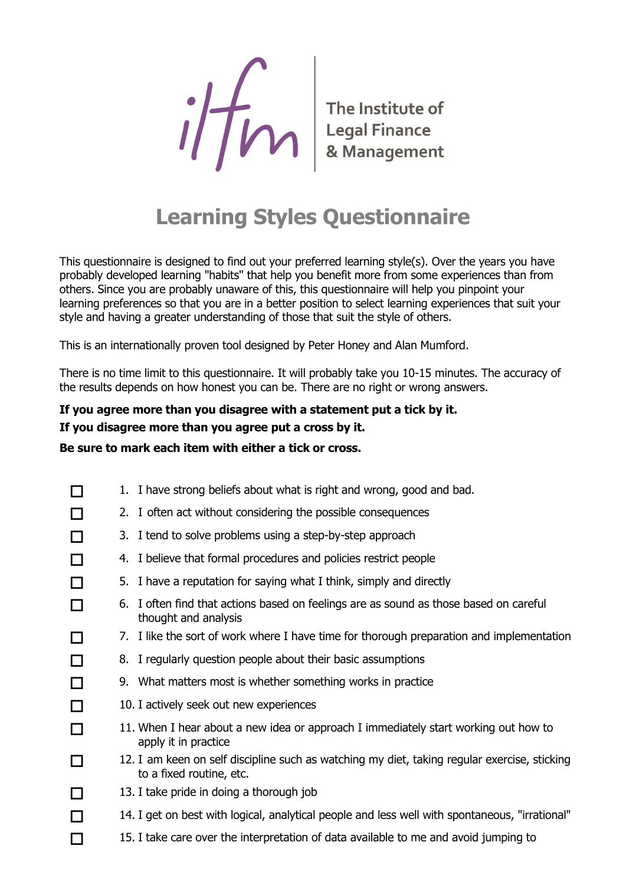The Institute of Legal Finance & Management

# Learning Styles Questionnaire

This questionnaire is designed to find out your preferred learning style(s). Over the years you have probably developed learning "habits" that help you benefit more from some experiences than from others. Since you are probably unaware of this, this questionnaire will help you pinpoint your learning preferences so that you are in a better position to select learning experiences that suit your style and having a greater understanding of those that suit the style of others.

This is an internationally proven tool designed by Peter Honey and Alan Mumford.

There is no time limit to this questionnaire. It will probably take you 10-15 minutes. The accuracy of the results depends on how honest you can be. There are no right or wrong answers.

**If you agree more than you disagree with a statement put a tick by it.**

**If you disagree more than you agree put a cross by it.**

**Be sure to mark each item with either a tick or cross.**

- ☐ 1. I have strong beliefs about what is right and wrong, good and bad.
- ☐ 2. I often act without considering the possible consequences
- ☐ 3. I tend to solve problems using a step-by-step approach
- ☐ 4. I believe that formal procedures and policies restrict people
- ☐ 5. I have a reputation for saying what I think, simply and directly
- ☐ 6. I often find that actions based on feelings are as sound as those based on careful thought and analysis
- ☐ 7. I like the sort of work where I have time for thorough preparation and implementation
- ☐ 8. I regularly question people about their basic assumptions
- ☐ 9. What matters most is whether something works in practice
- ☐ 10. I actively seek out new experiences
- ☐ 11. When I hear about a new idea or approach I immediately start working out how to apply it in practice
- ☐ 12. I am keen on self discipline such as watching my diet, taking regular exercise, sticking to a fixed routine, etc.
- ☐ 13. I take pride in doing a thorough job
- ☐ 14. I get on best with logical, analytical people and less well with spontaneous, "irrational"
- ☐ 15. I take care over the interpretation of data available to me and avoid jumping to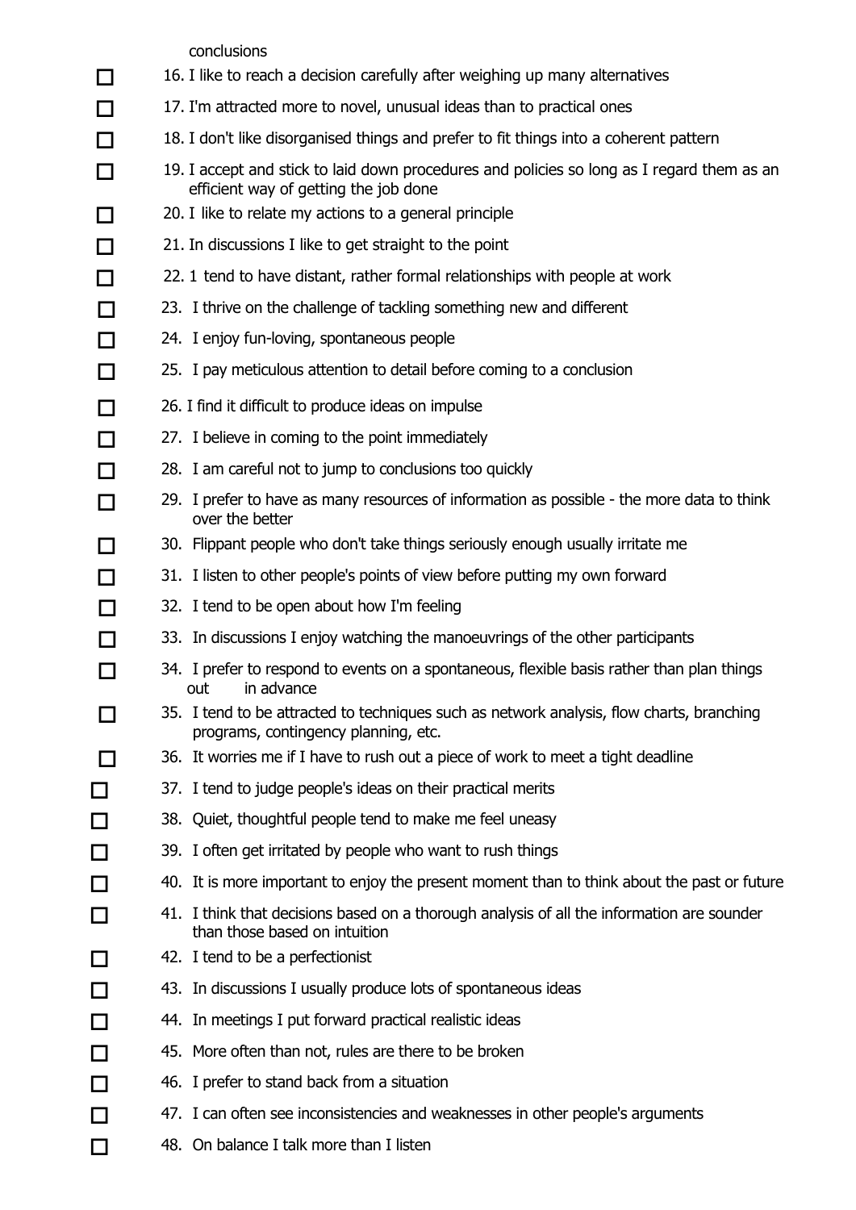conclusions

- ☐ 16. I like to reach a decision carefully after weighing up many alternatives
- ☐ 17. I'm attracted more to novel, unusual ideas than to practical ones
- ☐ 18. I don't like disorganised things and prefer to fit things into a coherent pattern
- ☐ 19. I accept and stick to laid down procedures and policies so long as I regard them as an efficient way of getting the job done
- ☐ 20. I like to relate my actions to a general principle
- ☐ 21. In discussions I like to get straight to the point
- ☐ 22. 1 tend to have distant, rather formal relationships with people at work
- ☐ 23. I thrive on the challenge of tackling something new and different
- ☐ 24. I enjoy fun-loving, spontaneous people
- ☐ 25. I pay meticulous attention to detail before coming to a conclusion
- ☐ 26. I find it difficult to produce ideas on impulse
- ☐ 27. I believe in coming to the point immediately
- ☐ 28. I am careful not to jump to conclusions too quickly
- ☐ 29. I prefer to have as many resources of information as possible - the more data to think over the better
- ☐ 30. Flippant people who don't take things seriously enough usually irritate me
- ☐ 31. I listen to other people's points of view before putting my own forward
- ☐ 32. I tend to be open about how I'm feeling
- ☐ 33. In discussions I enjoy watching the manoeuvrings of the other participants
- ☐ 34. I prefer to respond to events on a spontaneous, flexible basis rather than plan things out in advance
- ☐ 35. I tend to be attracted to techniques such as network analysis, flow charts, branching programs, contingency planning, etc.
- ☐ 36. It worries me if I have to rush out a piece of work to meet a tight deadline
- ☐ 37. I tend to judge people's ideas on their practical merits
- ☐ 38. Quiet, thoughtful people tend to make me feel uneasy
- ☐ 39. I often get irritated by people who want to rush things
- ☐ 40. It is more important to enjoy the present moment than to think about the past or future
- ☐ 41. I think that decisions based on a thorough analysis of all the information are sounder than those based on intuition
- ☐ 42. I tend to be a perfectionist
- ☐ 43. In discussions I usually produce lots of spontaneous ideas
- ☐ 44. In meetings I put forward practical realistic ideas
- ☐ 45. More often than not, rules are there to be broken
- ☐ 46. I prefer to stand back from a situation
- ☐ 47. I can often see inconsistencies and weaknesses in other people's arguments
- ☐ 48. On balance I talk more than I listen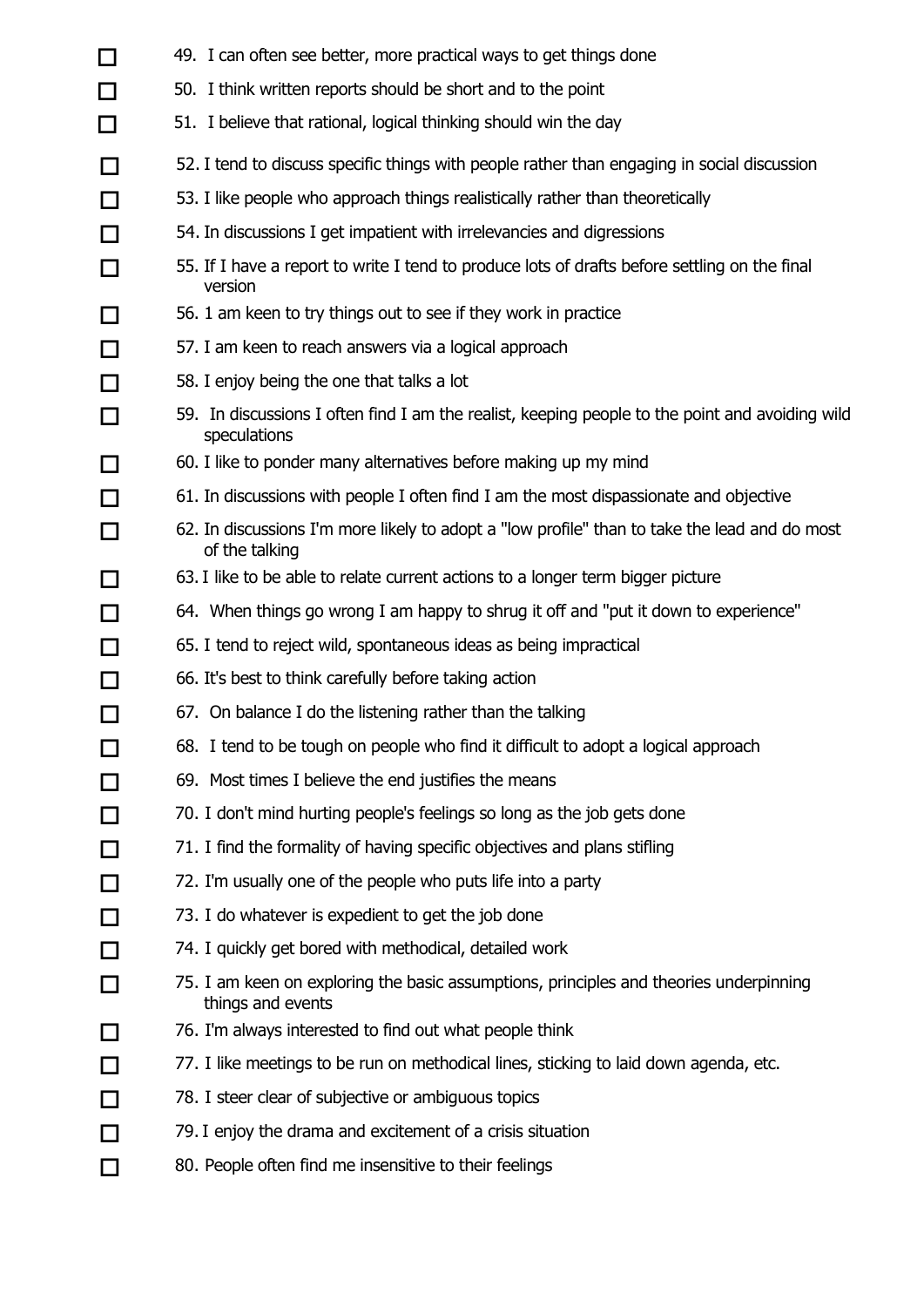- ☐ 49. I can often see better, more practical ways to get things done
- ☐ 50. I think written reports should be short and to the point
- ☐ 51. I believe that rational, logical thinking should win the day
- ☐ 52. I tend to discuss specific things with people rather than engaging in social discussion
- ☐ 53. I like people who approach things realistically rather than theoretically
- ☐ 54. In discussions I get impatient with irrelevancies and digressions
- ☐ 55. If I have a report to write I tend to produce lots of drafts before settling on the final version
- ☐ 56. 1 am keen to try things out to see if they work in practice
- ☐ 57. I am keen to reach answers via a logical approach
- ☐ 58. I enjoy being the one that talks a lot
- ☐ 59. In discussions I often find I am the realist, keeping people to the point and avoiding wild speculations
- ☐ 60. I like to ponder many alternatives before making up my mind
- ☐ 61. In discussions with people I often find I am the most dispassionate and objective
- ☐ 62. In discussions I'm more likely to adopt a "low profile" than to take the lead and do most of the talking
- ☐ 63. I like to be able to relate current actions to a longer term bigger picture
- ☐ 64. When things go wrong I am happy to shrug it off and "put it down to experience"
- ☐ 65. I tend to reject wild, spontaneous ideas as being impractical
- ☐ 66. It's best to think carefully before taking action
- ☐ 67. On balance I do the listening rather than the talking
- ☐ 68. I tend to be tough on people who find it difficult to adopt a logical approach
- ☐ 69. Most times I believe the end justifies the means
- ☐ 70. I don't mind hurting people's feelings so long as the job gets done
- ☐ 71. I find the formality of having specific objectives and plans stifling
- ☐ 72. I'm usually one of the people who puts life into a party
- ☐ 73. I do whatever is expedient to get the job done
- ☐ 74. I quickly get bored with methodical, detailed work
- ☐ 75. I am keen on exploring the basic assumptions, principles and theories underpinning things and events
- ☐ 76. I'm always interested to find out what people think
- ☐ 77. I like meetings to be run on methodical lines, sticking to laid down agenda, etc.
- ☐ 78. I steer clear of subjective or ambiguous topics
- ☐ 79. I enjoy the drama and excitement of a crisis situation
- ☐ 80. People often find me insensitive to their feelings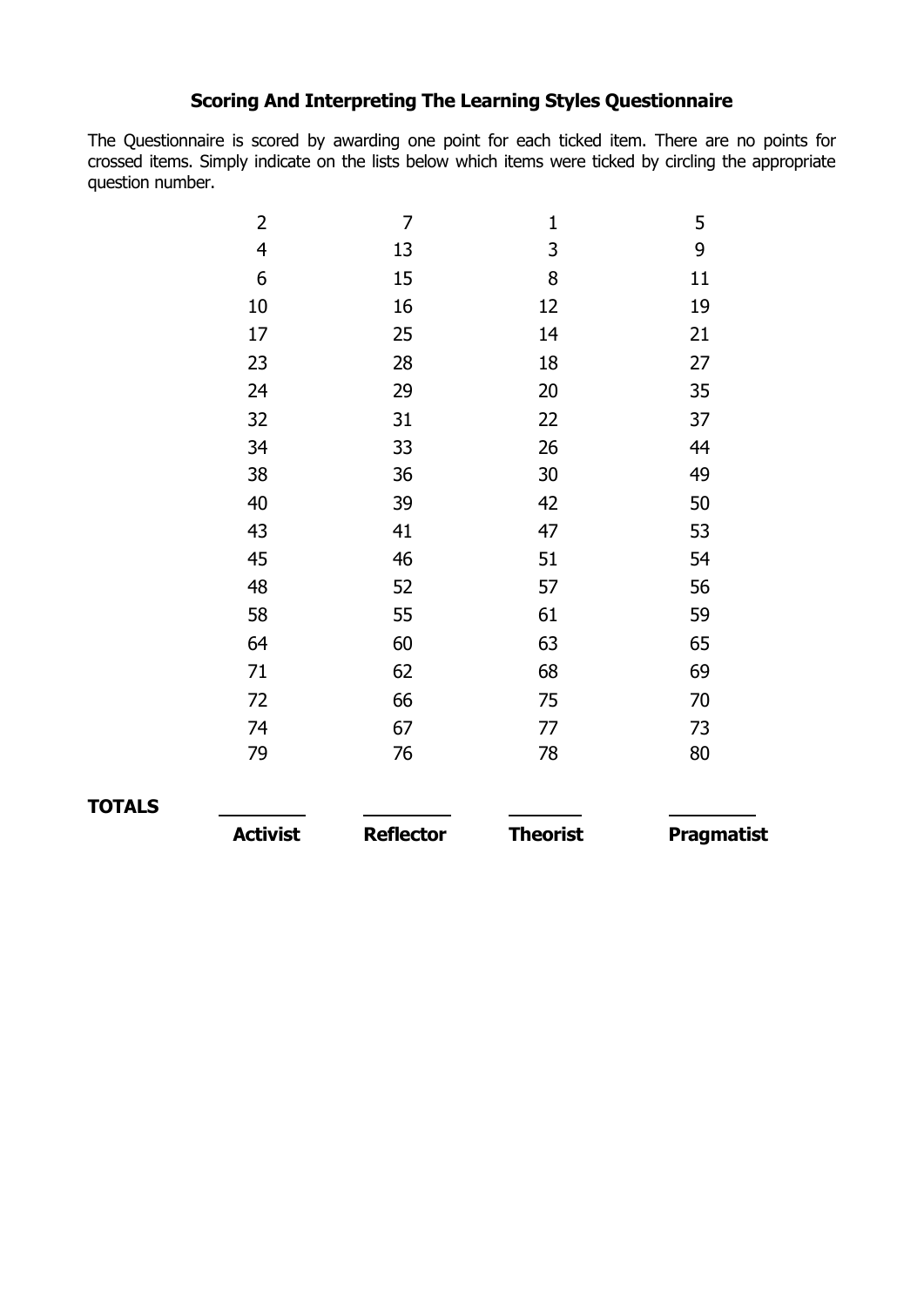## Scoring And Interpreting The Learning Styles Questionnaire

The Questionnaire is scored by awarding one point for each ticked item. There are no points for crossed items. Simply indicate on the lists below which items were ticked by circling the appropriate question number.

| | Activist | Reflector | Theorist | Pragmatist |
|---|---|---|---|---|
| | 2 | 7 | 1 | 5 |
| | 4 | 13 | 3 | 9 |
| | 6 | 15 | 8 | 11 |
| | 10 | 16 | 12 | 19 |
| | 17 | 25 | 14 | 21 |
| | 23 | 28 | 18 | 27 |
| | 24 | 29 | 20 | 35 |
| | 32 | 31 | 22 | 37 |
| | 34 | 33 | 26 | 44 |
| | 38 | 36 | 30 | 49 |
| | 40 | 39 | 42 | 50 |
| | 43 | 41 | 47 | 53 |
| | 45 | 46 | 51 | 54 |
| | 48 | 52 | 57 | 56 |
| | 58 | 55 | 61 | 59 |
| | 64 | 60 | 63 | 65 |
| | 71 | 62 | 68 | 69 |
| | 72 | 66 | 75 | 70 |
| | 74 | 67 | 77 | 73 |
| | 79 | 76 | 78 | 80 |
| **TOTALS** | ________ | ________ | ________ | ________ |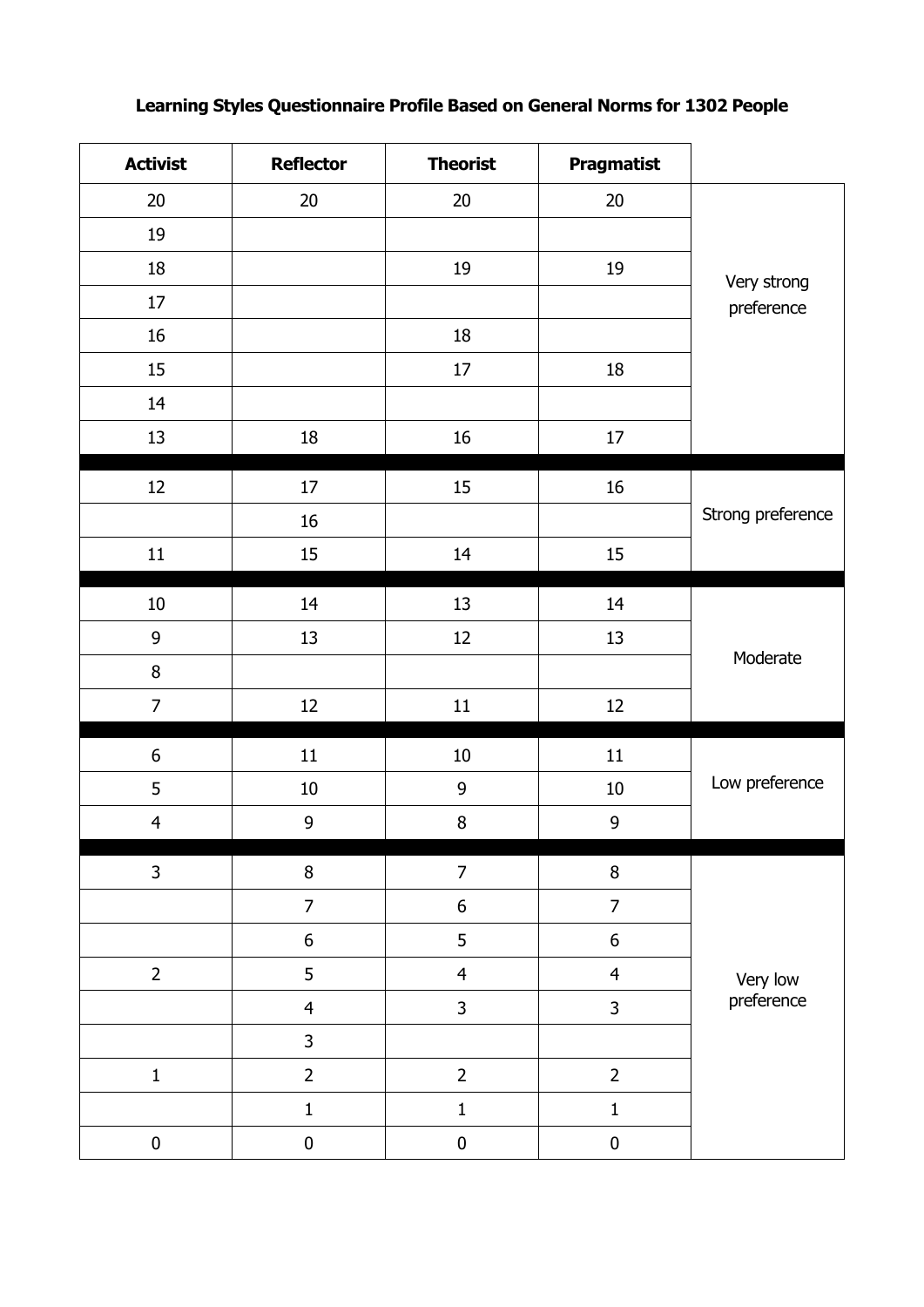**Learning Styles Questionnaire Profile Based on General Norms for 1302 People**

| Activist | Reflector | Theorist | Pragmatist | |
|---|---|---|---|---|
| 20 | 20 | 20 | 20 | Very strong preference |
| 19 | | | | |
| 18 | | 19 | 19 | |
| 17 | | | | |
| 16 | | 18 | | |
| 15 | | 17 | 18 | |
| 14 | | | | |
| 13 | 18 | 16 | 17 | |
| 12 | 17 | 15 | 16 | Strong preference |
| | 16 | | | |
| 11 | 15 | 14 | 15 | |
| 10 | 14 | 13 | 14 | Moderate |
| 9 | 13 | 12 | 13 | |
| 8 | | | | |
| 7 | 12 | 11 | 12 | |
| 6 | 11 | 10 | 11 | Low preference |
| 5 | 10 | 9 | 10 | |
| 4 | 9 | 8 | 9 | |
| 3 | 8 | 7 | 8 | Very low preference |
| | 7 | 6 | 7 | |
| | 6 | 5 | 6 | |
| 2 | 5 | 4 | 4 | |
| | 4 | 3 | 3 | |
| | 3 | | | |
| 1 | 2 | 2 | 2 | |
| | 1 | 1 | 1 | |
| 0 | 0 | 0 | 0 | |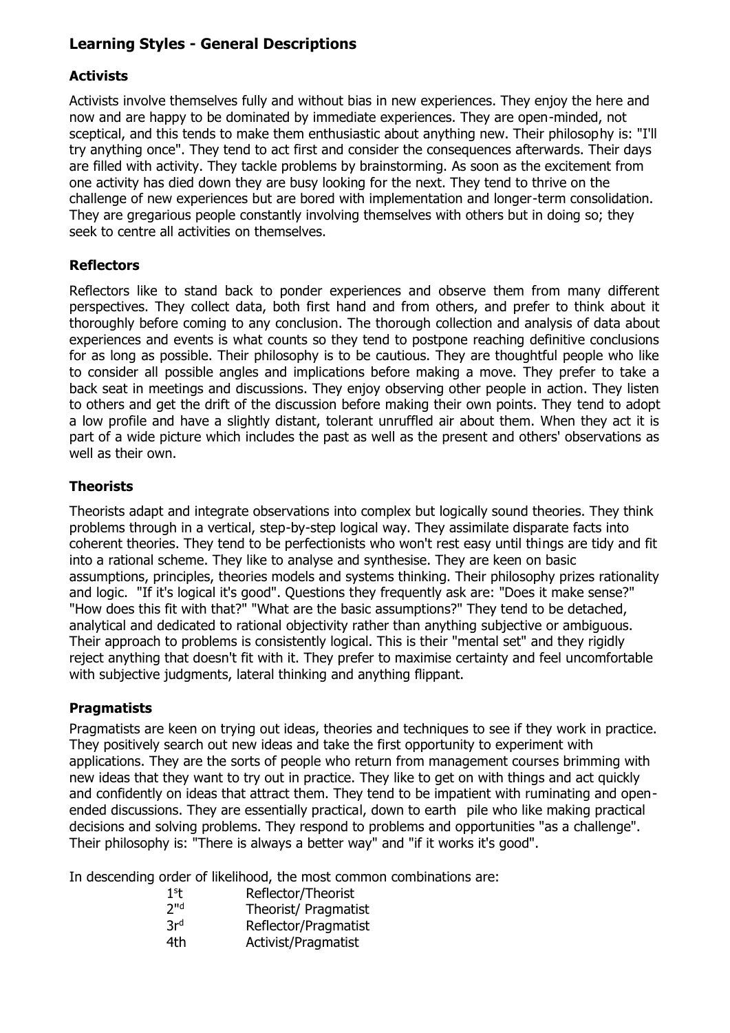# Learning Styles - General Descriptions

## Activists

Activists involve themselves fully and without bias in new experiences. They enjoy the here and now and are happy to be dominated by immediate experiences. They are open-minded, not sceptical, and this tends to make them enthusiastic about anything new. Their philosophy is: "I'll try anything once". They tend to act first and consider the consequences afterwards. Their days are filled with activity. They tackle problems by brainstorming. As soon as the excitement from one activity has died down they are busy looking for the next. They tend to thrive on the challenge of new experiences but are bored with implementation and longer-term consolidation. They are gregarious people constantly involving themselves with others but in doing so; they seek to centre all activities on themselves.

## Reflectors

Reflectors like to stand back to ponder experiences and observe them from many different perspectives. They collect data, both first hand and from others, and prefer to think about it thoroughly before coming to any conclusion. The thorough collection and analysis of data about experiences and events is what counts so they tend to postpone reaching definitive conclusions for as long as possible. Their philosophy is to be cautious. They are thoughtful people who like to consider all possible angles and implications before making a move. They prefer to take a back seat in meetings and discussions. They enjoy observing other people in action. They listen to others and get the drift of the discussion before making their own points. They tend to adopt a low profile and have a slightly distant, tolerant unruffled air about them. When they act it is part of a wide picture which includes the past as well as the present and others' observations as well as their own.

## Theorists

Theorists adapt and integrate observations into complex but logically sound theories. They think problems through in a vertical, step-by-step logical way. They assimilate disparate facts into coherent theories. They tend to be perfectionists who won't rest easy until things are tidy and fit into a rational scheme. They like to analyse and synthesise. They are keen on basic assumptions, principles, theories models and systems thinking. Their philosophy prizes rationality and logic. "If it's logical it's good". Questions they frequently ask are: "Does it make sense?" "How does this fit with that?" "What are the basic assumptions?" They tend to be detached, analytical and dedicated to rational objectivity rather than anything subjective or ambiguous. Their approach to problems is consistently logical. This is their "mental set" and they rigidly reject anything that doesn't fit with it. They prefer to maximise certainty and feel uncomfortable with subjective judgments, lateral thinking and anything flippant.

## Pragmatists

Pragmatists are keen on trying out ideas, theories and techniques to see if they work in practice. They positively search out new ideas and take the first opportunity to experiment with applications. They are the sorts of people who return from management courses brimming with new ideas that they want to try out in practice. They like to get on with things and act quickly and confidently on ideas that attract them. They tend to be impatient with ruminating and open-ended discussions. They are essentially practical, down to earth pile who like making practical decisions and solving problems. They respond to problems and opportunities "as a challenge". Their philosophy is: "There is always a better way" and "if it works it's good".

In descending order of likelihood, the most common combinations are:

| | |
|---|---|
| 1st | Reflector/Theorist |
| 2nd | Theorist/ Pragmatist |
| 3rd | Reflector/Pragmatist |
| 4th | Activist/Pragmatist |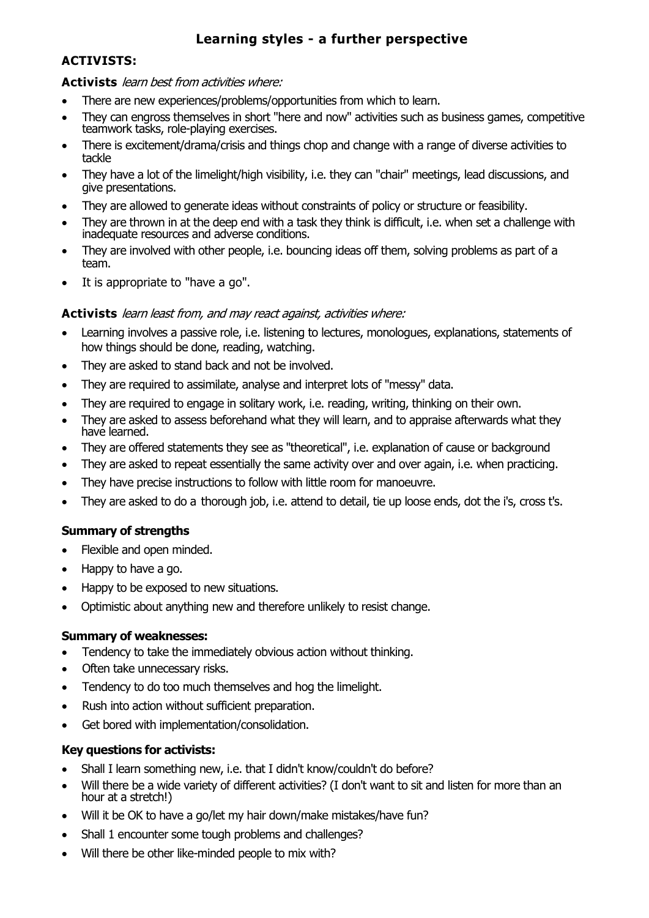# Learning styles - a further perspective

## ACTIVISTS:

**Activists** *learn best from activities where:*

- There are new experiences/problems/opportunities from which to learn.
- They can engross themselves in short "here and now" activities such as business games, competitive teamwork tasks, role-playing exercises.
- There is excitement/drama/crisis and things chop and change with a range of diverse activities to tackle
- They have a lot of the limelight/high visibility, i.e. they can "chair" meetings, lead discussions, and give presentations.
- They are allowed to generate ideas without constraints of policy or structure or feasibility.
- They are thrown in at the deep end with a task they think is difficult, i.e. when set a challenge with inadequate resources and adverse conditions.
- They are involved with other people, i.e. bouncing ideas off them, solving problems as part of a team.
- It is appropriate to "have a go".

**Activists** *learn least from, and may react against, activities where:*

- Learning involves a passive role, i.e. listening to lectures, monologues, explanations, statements of how things should be done, reading, watching.
- They are asked to stand back and not be involved.
- They are required to assimilate, analyse and interpret lots of "messy" data.
- They are required to engage in solitary work, i.e. reading, writing, thinking on their own.
- They are asked to assess beforehand what they will learn, and to appraise afterwards what they have learned.
- They are offered statements they see as "theoretical", i.e. explanation of cause or background
- They are asked to repeat essentially the same activity over and over again, i.e. when practicing.
- They have precise instructions to follow with little room for manoeuvre.
- They are asked to do a thorough job, i.e. attend to detail, tie up loose ends, dot the i's, cross t's.

### Summary of strengths

- Flexible and open minded.
- Happy to have a go.
- Happy to be exposed to new situations.
- Optimistic about anything new and therefore unlikely to resist change.

### Summary of weaknesses:

- Tendency to take the immediately obvious action without thinking.
- Often take unnecessary risks.
- Tendency to do too much themselves and hog the limelight.
- Rush into action without sufficient preparation.
- Get bored with implementation/consolidation.

### Key questions for activists:

- Shall I learn something new, i.e. that I didn't know/couldn't do before?
- Will there be a wide variety of different activities? (I don't want to sit and listen for more than an hour at a stretch!)
- Will it be OK to have a go/let my hair down/make mistakes/have fun?
- Shall 1 encounter some tough problems and challenges?
- Will there be other like-minded people to mix with?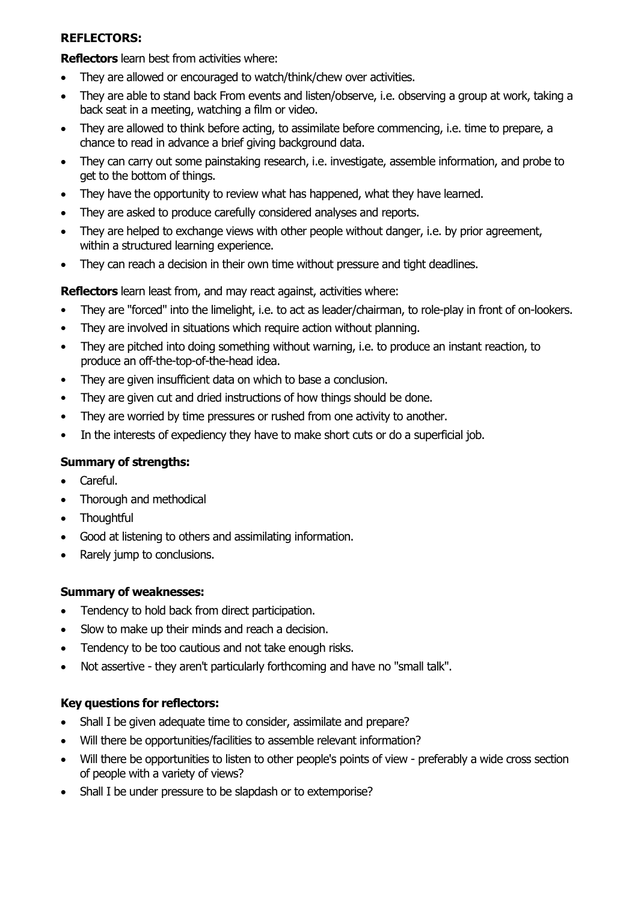**REFLECTORS:**

**Reflectors** learn best from activities where:

- They are allowed or encouraged to watch/think/chew over activities.
- They are able to stand back From events and listen/observe, i.e. observing a group at work, taking a back seat in a meeting, watching a film or video.
- They are allowed to think before acting, to assimilate before commencing, i.e. time to prepare, a chance to read in advance a brief giving background data.
- They can carry out some painstaking research, i.e. investigate, assemble information, and probe to get to the bottom of things.
- They have the opportunity to review what has happened, what they have learned.
- They are asked to produce carefully considered analyses and reports.
- They are helped to exchange views with other people without danger, i.e. by prior agreement, within a structured learning experience.
- They can reach a decision in their own time without pressure and tight deadlines.

**Reflectors** learn least from, and may react against, activities where:

- They are "forced" into the limelight, i.e. to act as leader/chairman, to role-play in front of on-lookers.
- They are involved in situations which require action without planning.
- They are pitched into doing something without warning, i.e. to produce an instant reaction, to produce an off-the-top-of-the-head idea.
- They are given insufficient data on which to base a conclusion.
- They are given cut and dried instructions of how things should be done.
- They are worried by time pressures or rushed from one activity to another.
- In the interests of expediency they have to make short cuts or do a superficial job.

**Summary of strengths:**

- Careful.
- Thorough and methodical
- Thoughtful
- Good at listening to others and assimilating information.
- Rarely jump to conclusions.

**Summary of weaknesses:**

- Tendency to hold back from direct participation.
- Slow to make up their minds and reach a decision.
- Tendency to be too cautious and not take enough risks.
- Not assertive - they aren't particularly forthcoming and have no "small talk".

**Key questions for reflectors:**

- Shall I be given adequate time to consider, assimilate and prepare?
- Will there be opportunities/facilities to assemble relevant information?
- Will there be opportunities to listen to other people's points of view - preferably a wide cross section of people with a variety of views?
- Shall I be under pressure to be slapdash or to extemporise?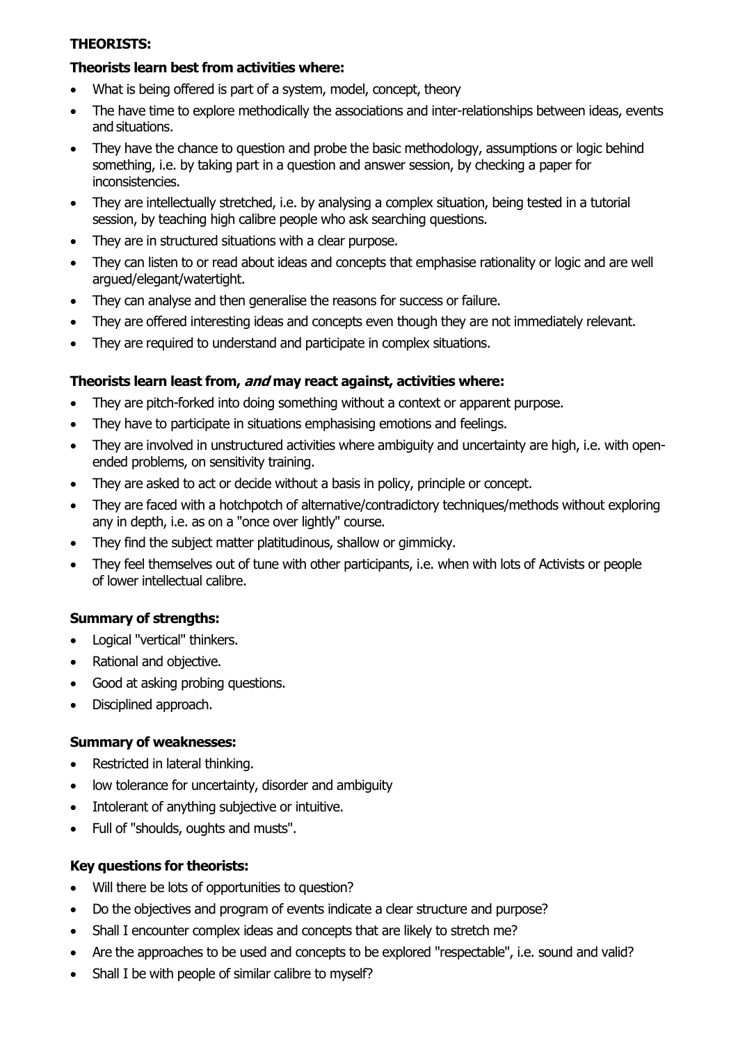**THEORISTS:**

**Theorists learn best from activities where:**

- What is being offered is part of a system, model, concept, theory
- The have time to explore methodically the associations and inter-relationships between ideas, events and situations.
- They have the chance to question and probe the basic methodology, assumptions or logic behind something, i.e. by taking part in a question and answer session, by checking a paper for inconsistencies.
- They are intellectually stretched, i.e. by analysing a complex situation, being tested in a tutorial session, by teaching high calibre people who ask searching questions.
- They are in structured situations with a clear purpose.
- They can listen to or read about ideas and concepts that emphasise rationality or logic and are well argued/elegant/watertight.
- They can analyse and then generalise the reasons for success or failure.
- They are offered interesting ideas and concepts even though they are not immediately relevant.
- They are required to understand and participate in complex situations.

**Theorists learn least from, *and* may react against, activities where:**

- They are pitch-forked into doing something without a context or apparent purpose.
- They have to participate in situations emphasising emotions and feelings.
- They are involved in unstructured activities where ambiguity and uncertainty are high, i.e. with open-ended problems, on sensitivity training.
- They are asked to act or decide without a basis in policy, principle or concept.
- They are faced with a hotchpotch of alternative/contradictory techniques/methods without exploring any in depth, i.e. as on a "once over lightly" course.
- They find the subject matter platitudinous, shallow or gimmicky.
- They feel themselves out of tune with other participants, i.e. when with lots of Activists or people of lower intellectual calibre.

**Summary of strengths:**

- Logical "vertical" thinkers.
- Rational and objective.
- Good at asking probing questions.
- Disciplined approach.

**Summary of weaknesses:**

- Restricted in lateral thinking.
- low tolerance for uncertainty, disorder and ambiguity
- Intolerant of anything subjective or intuitive.
- Full of "shoulds, oughts and musts".

**Key questions for theorists:**

- Will there be lots of opportunities to question?
- Do the objectives and program of events indicate a clear structure and purpose?
- Shall I encounter complex ideas and concepts that are likely to stretch me?
- Are the approaches to be used and concepts to be explored "respectable", i.e. sound and valid?
- Shall I be with people of similar calibre to myself?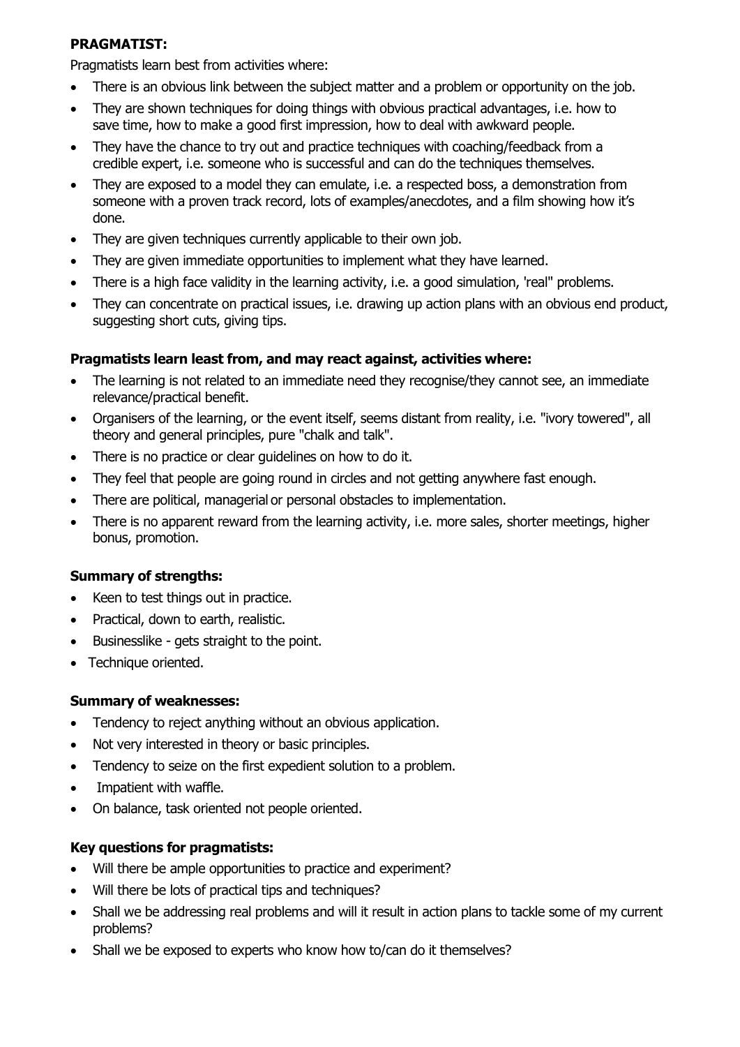**PRAGMATIST:**

Pragmatists learn best from activities where:

- There is an obvious link between the subject matter and a problem or opportunity on the job.
- They are shown techniques for doing things with obvious practical advantages, i.e. how to save time, how to make a good first impression, how to deal with awkward people.
- They have the chance to try out and practice techniques with coaching/feedback from a credible expert, i.e. someone who is successful and can do the techniques themselves.
- They are exposed to a model they can emulate, i.e. a respected boss, a demonstration from someone with a proven track record, lots of examples/anecdotes, and a film showing how it's done.
- They are given techniques currently applicable to their own job.
- They are given immediate opportunities to implement what they have learned.
- There is a high face validity in the learning activity, i.e. a good simulation, 'real" problems.
- They can concentrate on practical issues, i.e. drawing up action plans with an obvious end product, suggesting short cuts, giving tips.

**Pragmatists learn least from, and may react against, activities where:**

- The learning is not related to an immediate need they recognise/they cannot see, an immediate relevance/practical benefit.
- Organisers of the learning, or the event itself, seems distant from reality, i.e. "ivory towered", all theory and general principles, pure "chalk and talk".
- There is no practice or clear guidelines on how to do it.
- They feel that people are going round in circles and not getting anywhere fast enough.
- There are political, managerial or personal obstacles to implementation.
- There is no apparent reward from the learning activity, i.e. more sales, shorter meetings, higher bonus, promotion.

**Summary of strengths:**

- Keen to test things out in practice.
- Practical, down to earth, realistic.
- Businesslike - gets straight to the point.
- Technique oriented.

**Summary of weaknesses:**

- Tendency to reject anything without an obvious application.
- Not very interested in theory or basic principles.
- Tendency to seize on the first expedient solution to a problem.
- Impatient with waffle.
- On balance, task oriented not people oriented.

**Key questions for pragmatists:**

- Will there be ample opportunities to practice and experiment?
- Will there be lots of practical tips and techniques?
- Shall we be addressing real problems and will it result in action plans to tackle some of my current problems?
- Shall we be exposed to experts who know how to/can do it themselves?